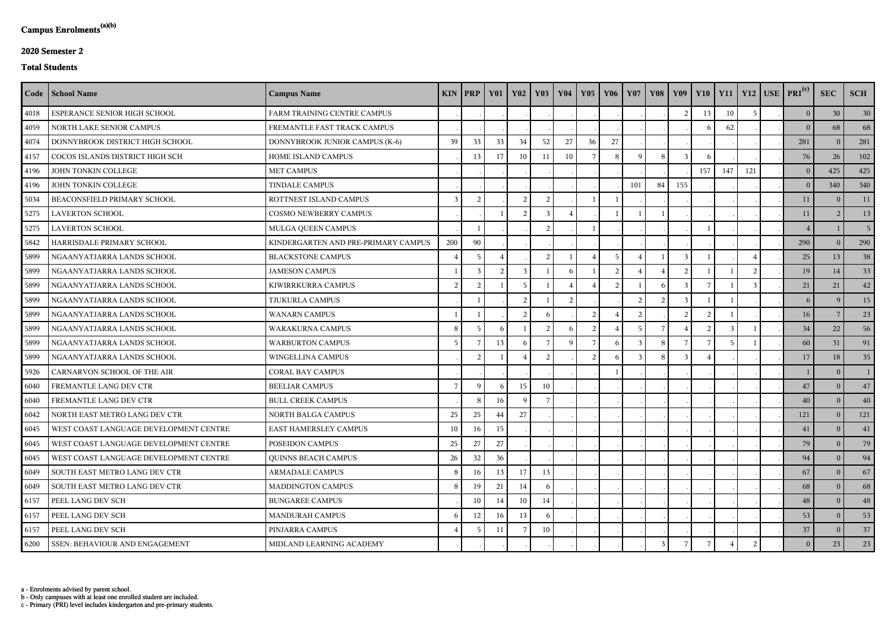# Campus Enrolments[(a)(b)]

## 2020 Semester 2

### Total Students

| Code | School Name | Campus Name | KIN | PRP | Y01 | Y02 | Y03 | Y04 | Y05 | Y06 | Y07 | Y08 | Y09 | Y10 | Y11 | Y12 | USE | PRI[(c)] | SEC | SCH |
|---|---|---|---|---|---|---|---|---|---|---|---|---|---|---|---|---|---|---|---|---|
| 4018 | ESPERANCE SENIOR HIGH SCHOOL | FARM TRAINING CENTRE CAMPUS | . | . | . | . | . | . | . | . | . | . | 2 | 13 | 10 | 5 | . | 0 | 30 | 30 |
| 4059 | NORTH LAKE SENIOR CAMPUS | FREMANTLE FAST TRACK CAMPUS | . | . | . | . | . | . | . | . | . | . | . | 6 | 62 | . | . | 0 | 68 | 68 |
| 4074 | DONNYBROOK DISTRICT HIGH SCHOOL | DONNYBROOK JUNIOR CAMPUS (K-6) | 39 | 33 | 33 | 34 | 52 | 27 | 36 | 27 | . | . | . | . | . | . | . | 281 | 0 | 281 |
| 4157 | COCOS ISLANDS DISTRICT HIGH SCH | HOME ISLAND CAMPUS | . | 13 | 17 | 10 | 11 | 10 | 7 | 8 | 9 | 8 | 3 | 6 | . | . | . | 76 | 26 | 102 |
| 4196 | JOHN TONKIN COLLEGE | MET CAMPUS | . | . | . | . | . | . | . | . | . | . | . | 157 | 147 | 121 | . | 0 | 425 | 425 |
| 4196 | JOHN TONKIN COLLEGE | TINDALE CAMPUS | . | . | . | . | . | . | . | . | 101 | 84 | 155 | . | . | . | . | 0 | 340 | 340 |
| 5034 | BEACONSFIELD PRIMARY SCHOOL | ROTTNEST ISLAND CAMPUS | 3 | 2 | . | 2 | 2 | . | 1 | 1 | . | . | . | . | . | . | . | 11 | 0 | 11 |
| 5275 | LAVERTON SCHOOL | COSMO NEWBERRY CAMPUS | . | . | 1 | 2 | 3 | 4 | . | 1 | 1 | 1 | . | . | . | . | . | 11 | 2 | 13 |
| 5275 | LAVERTON SCHOOL | MULGA QUEEN CAMPUS | . | 1 | . | . | 2 | . | 1 | . | . | . | . | 1 | . | . | . | 4 | 1 | 5 |
| 5842 | HARRISDALE PRIMARY SCHOOL | KINDERGARTEN AND PRE-PRIMARY CAMPUS | 200 | 90 | . | . | . | . | . | . | . | . | . | . | . | . | . | 290 | 0 | 290 |
| 5899 | NGAANYATJARRA LANDS SCHOOL | BLACKSTONE CAMPUS | 4 | 5 | 4 | . | 2 | 1 | 4 | 5 | 4 | 1 | 3 | 1 | . | 4 | . | 25 | 13 | 38 |
| 5899 | NGAANYATJARRA LANDS SCHOOL | JAMESON CAMPUS | 1 | 3 | 2 | 3 | 1 | 6 | 1 | 2 | 4 | 4 | 2 | 1 | 1 | 2 | . | 19 | 14 | 33 |
| 5899 | NGAANYATJARRA LANDS SCHOOL | KIWIRRKURRA CAMPUS | 2 | 2 | 1 | 5 | 1 | 4 | 4 | 2 | 1 | 6 | 3 | 7 | 1 | 3 | . | 21 | 21 | 42 |
| 5899 | NGAANYATJARRA LANDS SCHOOL | TJUKURLA CAMPUS | . | 1 | . | 2 | 1 | 2 | . | . | 2 | 2 | 3 | 1 | 1 | . | . | 6 | 9 | 15 |
| 5899 | NGAANYATJARRA LANDS SCHOOL | WANARN CAMPUS | 1 | 1 | . | 2 | 6 | . | 2 | 4 | 2 | . | 2 | 2 | 1 | . | . | 16 | 7 | 23 |
| 5899 | NGAANYATJARRA LANDS SCHOOL | WARAKURNA CAMPUS | 8 | 5 | 6 | 1 | 2 | 6 | 2 | 4 | 5 | 7 | 4 | 2 | 3 | 1 | . | 34 | 22 | 56 |
| 5899 | NGAANYATJARRA LANDS SCHOOL | WARBURTON CAMPUS | 5 | 7 | 13 | 6 | 7 | 9 | 7 | 6 | 3 | 8 | 7 | 7 | 5 | 1 | . | 60 | 31 | 91 |
| 5899 | NGAANYATJARRA LANDS SCHOOL | WINGELLINA CAMPUS | . | 2 | 1 | 4 | 2 | . | 2 | 6 | 3 | 8 | 3 | 4 | . | . | . | 17 | 18 | 35 |
| 5926 | CARNARVON SCHOOL OF THE AIR | CORAL BAY CAMPUS | . | . | . | . | . | . | . | 1 | . | . | . | . | . | . | . | 1 | 0 | 1 |
| 6040 | FREMANTLE LANG DEV CTR | BEELIAR CAMPUS | 7 | 9 | 6 | 15 | 10 | . | . | . | . | . | . | . | . | . | . | 47 | 0 | 47 |
| 6040 | FREMANTLE LANG DEV CTR | BULL CREEK CAMPUS | . | 8 | 16 | 9 | 7 | . | . | . | . | . | . | . | . | . | . | 40 | 0 | 40 |
| 6042 | NORTH EAST METRO LANG DEV CTR | NORTH BALGA CAMPUS | 25 | 25 | 44 | 27 | . | . | . | . | . | . | . | . | . | . | . | 121 | 0 | 121 |
| 6045 | WEST COAST LANGUAGE DEVELOPMENT CENTRE | EAST HAMERSLEY CAMPUS | 10 | 16 | 15 | . | . | . | . | . | . | . | . | . | . | . | . | 41 | 0 | 41 |
| 6045 | WEST COAST LANGUAGE DEVELOPMENT CENTRE | POSEIDON CAMPUS | 25 | 27 | 27 | . | . | . | . | . | . | . | . | . | . | . | . | 79 | 0 | 79 |
| 6045 | WEST COAST LANGUAGE DEVELOPMENT CENTRE | QUINNS BEACH CAMPUS | 26 | 32 | 36 | . | . | . | . | . | . | . | . | . | . | . | . | 94 | 0 | 94 |
| 6049 | SOUTH EAST METRO LANG DEV CTR | ARMADALE CAMPUS | 8 | 16 | 13 | 17 | 13 | . | . | . | . | . | . | . | . | . | . | 67 | 0 | 67 |
| 6049 | SOUTH EAST METRO LANG DEV CTR | MADDINGTON CAMPUS | 8 | 19 | 21 | 14 | 6 | . | . | . | . | . | . | . | . | . | . | 68 | 0 | 68 |
| 6157 | PEEL LANG DEV SCH | BUNGAREE CAMPUS | . | 10 | 14 | 10 | 14 | . | . | . | . | . | . | . | . | . | . | 48 | 0 | 48 |
| 6157 | PEEL LANG DEV SCH | MANDURAH CAMPUS | 6 | 12 | 16 | 13 | 6 | . | . | . | . | . | . | . | . | . | . | 53 | 0 | 53 |
| 6157 | PEEL LANG DEV SCH | PINJARRA CAMPUS | 4 | 5 | 11 | 7 | 10 | . | . | . | . | . | . | . | . | . | . | 37 | 0 | 37 |
| 6200 | SSEN: BEHAVIOUR AND ENGAGEMENT | MIDLAND LEARNING ACADEMY | . | . | . | . | . | . | . | . | . | 3 | 7 | 7 | 4 | 2 | . | 0 | 23 | 23 |

a - Enrolments advised by parent school.
b - Only campuses with at least one enrolled student are included.
c - Primary (PRI) level includes kindergarten and pre-primary students.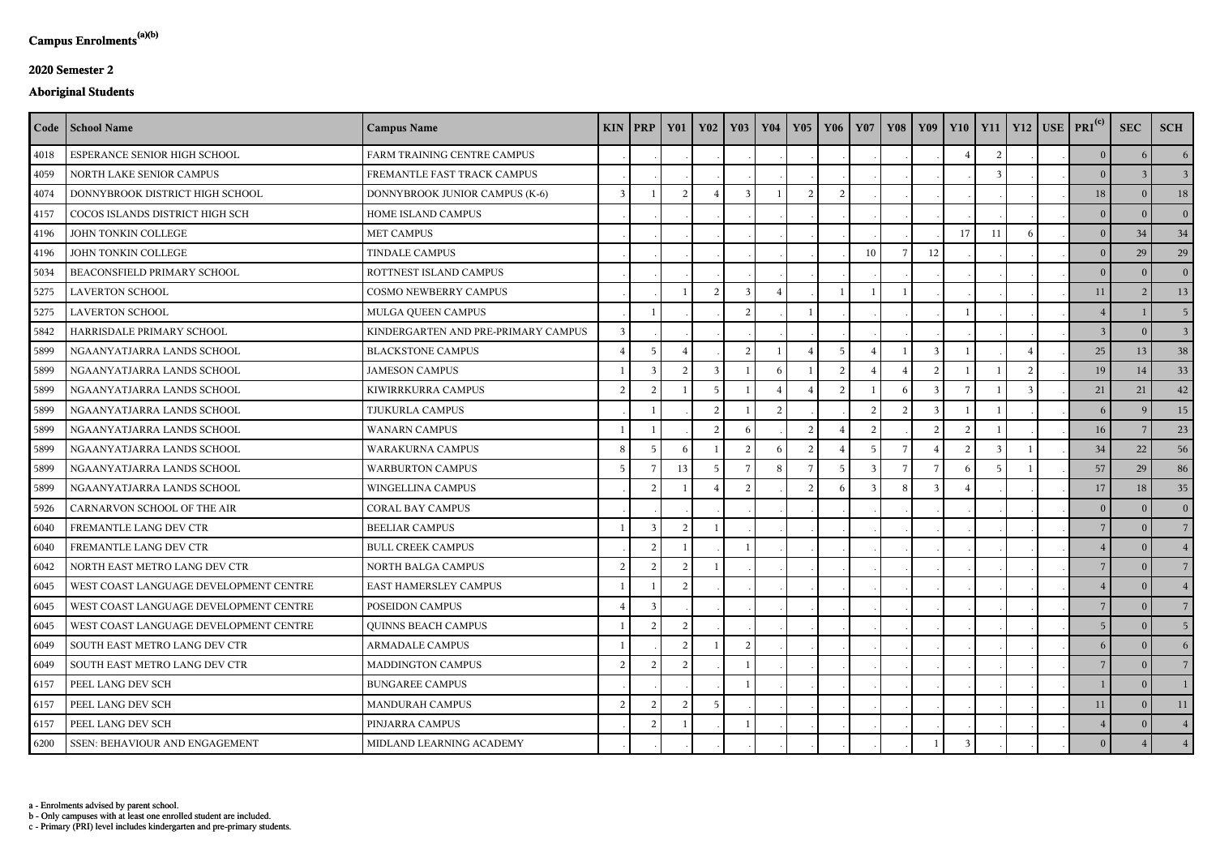**Campus Enrolments[a][b]**

**2020 Semester 2**

**Aboriginal Students**

| Code | School Name | Campus Name | KIN | PRP | Y01 | Y02 | Y03 | Y04 | Y05 | Y06 | Y07 | Y08 | Y09 | Y10 | Y11 | Y12 | USE | PRI[c] | SEC | SCH |
|---|---|---|---|---|---|---|---|---|---|---|---|---|---|---|---|---|---|---|---|---|
| 4018 | ESPERANCE SENIOR HIGH SCHOOL | FARM TRAINING CENTRE CAMPUS | . | . | . | . | . | . | . | . | . | . | . | 4 | 2 | . | . | 0 | 6 | 6 |
| 4059 | NORTH LAKE SENIOR CAMPUS | FREMANTLE FAST TRACK CAMPUS | . | . | . | . | . | . | . | . | . | . | . | . | 3 | . | . | 0 | 3 | 3 |
| 4074 | DONNYBROOK DISTRICT HIGH SCHOOL | DONNYBROOK JUNIOR CAMPUS (K-6) | 3 | 1 | 2 | 4 | 3 | 1 | 2 | 2 | . | . | . | . | . | . | . | 18 | 0 | 18 |
| 4157 | COCOS ISLANDS DISTRICT HIGH SCH | HOME ISLAND CAMPUS | . | . | . | . | . | . | . | . | . | . | . | . | . | . | . | 0 | 0 | 0 |
| 4196 | JOHN TONKIN COLLEGE | MET CAMPUS | . | . | . | . | . | . | . | . | . | . | . | 17 | 11 | 6 | . | 0 | 34 | 34 |
| 4196 | JOHN TONKIN COLLEGE | TINDALE CAMPUS | . | . | . | . | . | . | . | . | 10 | 7 | 12 | . | . | . | . | 0 | 29 | 29 |
| 5034 | BEACONSFIELD PRIMARY SCHOOL | ROTTNEST ISLAND CAMPUS | . | . | . | . | . | . | . | . | . | . | . | . | . | . | . | 0 | 0 | 0 |
| 5275 | LAVERTON SCHOOL | COSMO NEWBERRY CAMPUS | . | . | 1 | 2 | 3 | 4 | . | 1 | 1 | 1 | . | . | . | . | . | 11 | 2 | 13 |
| 5275 | LAVERTON SCHOOL | MULGA QUEEN CAMPUS | . | 1 | . | . | 2 | . | 1 | . | . | . | . | 1 | . | . | . | 4 | 1 | 5 |
| 5842 | HARRISDALE PRIMARY SCHOOL | KINDERGARTEN AND PRE-PRIMARY CAMPUS | 3 | . | . | . | . | . | . | . | . | . | . | . | . | . | . | 3 | 0 | 3 |
| 5899 | NGAANYATJARRA LANDS SCHOOL | BLACKSTONE CAMPUS | 4 | 5 | 4 | . | 2 | 1 | 4 | 5 | 4 | 1 | 3 | 1 | . | 4 | . | 25 | 13 | 38 |
| 5899 | NGAANYATJARRA LANDS SCHOOL | JAMESON CAMPUS | 1 | 3 | 2 | 3 | 1 | 6 | 1 | 2 | 4 | 4 | 2 | 1 | 1 | 2 | . | 19 | 14 | 33 |
| 5899 | NGAANYATJARRA LANDS SCHOOL | KIWIRRKURRA CAMPUS | 2 | 2 | 1 | 5 | 1 | 4 | 4 | 2 | 1 | 6 | 3 | 7 | 1 | 3 | . | 21 | 21 | 42 |
| 5899 | NGAANYATJARRA LANDS SCHOOL | TJUKURLA CAMPUS | . | 1 | . | 2 | 1 | 2 | . | . | 2 | 2 | 3 | 1 | 1 | . | . | 6 | 9 | 15 |
| 5899 | NGAANYATJARRA LANDS SCHOOL | WANARN CAMPUS | 1 | 1 | . | 2 | 6 | . | 2 | 4 | 2 | . | 2 | 2 | 1 | . | . | 16 | 7 | 23 |
| 5899 | NGAANYATJARRA LANDS SCHOOL | WARAKURNA CAMPUS | 8 | 5 | 6 | 1 | 2 | 6 | 2 | 4 | 5 | 7 | 4 | 2 | 3 | 1 | . | 34 | 22 | 56 |
| 5899 | NGAANYATJARRA LANDS SCHOOL | WARBURTON CAMPUS | 5 | 7 | 13 | 5 | 7 | 8 | 7 | 5 | 3 | 7 | 7 | 6 | 5 | 1 | . | 57 | 29 | 86 |
| 5899 | NGAANYATJARRA LANDS SCHOOL | WINGELLINA CAMPUS | . | 2 | 1 | 4 | 2 | . | 2 | 6 | 3 | 8 | 3 | 4 | . | . | . | 17 | 18 | 35 |
| 5926 | CARNARVON SCHOOL OF THE AIR | CORAL BAY CAMPUS | . | . | . | . | . | . | . | . | . | . | . | . | . | . | . | 0 | 0 | 0 |
| 6040 | FREMANTLE LANG DEV CTR | BEELIAR CAMPUS | 1 | 3 | 2 | 1 | . | . | . | . | . | . | . | . | . | . | . | 7 | 0 | 7 |
| 6040 | FREMANTLE LANG DEV CTR | BULL CREEK CAMPUS | . | 2 | 1 | . | 1 | . | . | . | . | . | . | . | . | . | . | 4 | 0 | 4 |
| 6042 | NORTH EAST METRO LANG DEV CTR | NORTH BALGA CAMPUS | 2 | 2 | 2 | 1 | . | . | . | . | . | . | . | . | . | . | . | 7 | 0 | 7 |
| 6045 | WEST COAST LANGUAGE DEVELOPMENT CENTRE | EAST HAMERSLEY CAMPUS | 1 | 1 | 2 | . | . | . | . | . | . | . | . | . | . | . | . | 4 | 0 | 4 |
| 6045 | WEST COAST LANGUAGE DEVELOPMENT CENTRE | POSEIDON CAMPUS | 4 | 3 | . | . | . | . | . | . | . | . | . | . | . | . | . | 7 | 0 | 7 |
| 6045 | WEST COAST LANGUAGE DEVELOPMENT CENTRE | QUINNS BEACH CAMPUS | 1 | 2 | 2 | . | . | . | . | . | . | . | . | . | . | . | . | 5 | 0 | 5 |
| 6049 | SOUTH EAST METRO LANG DEV CTR | ARMADALE CAMPUS | 1 | . | 2 | 1 | 2 | . | . | . | . | . | . | . | . | . | . | 6 | 0 | 6 |
| 6049 | SOUTH EAST METRO LANG DEV CTR | MADDINGTON CAMPUS | 2 | 2 | 2 | . | 1 | . | . | . | . | . | . | . | . | . | . | 7 | 0 | 7 |
| 6157 | PEEL LANG DEV SCH | BUNGAREE CAMPUS | . | . | . | . | 1 | . | . | . | . | . | . | . | . | . | . | 1 | 0 | 1 |
| 6157 | PEEL LANG DEV SCH | MANDURAH CAMPUS | 2 | 2 | 2 | 5 | . | . | . | . | . | . | . | . | . | . | . | 11 | 0 | 11 |
| 6157 | PEEL LANG DEV SCH | PINJARRA CAMPUS | . | 2 | 1 | . | 1 | . | . | . | . | . | . | . | . | . | . | 4 | 0 | 4 |
| 6200 | SSEN: BEHAVIOUR AND ENGAGEMENT | MIDLAND LEARNING ACADEMY | . | . | . | . | . | . | . | . | . | . | 1 | 3 | . | . | . | 0 | 4 | 4 |

a - Enrolments advised by parent school.
b - Only campuses with at least one enrolled student are included.
c - Primary (PRI) level includes kindergarten and pre-primary students.